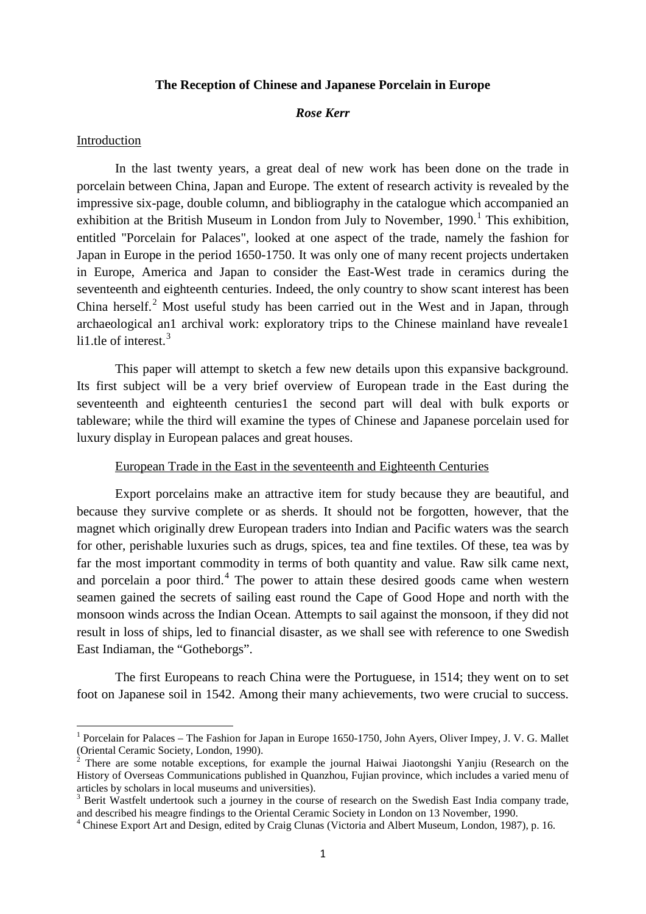**The Reception of Chinese and Japanese Porcelain in Europe**

***Rose Kerr***

Introduction

In the last twenty years, a great deal of new work has been done on the trade in porcelain between China, Japan and Europe. The extent of research activity is revealed by the impressive six-page, double column, and bibliography in the catalogue which accompanied an exhibition at the British Museum in London from July to November, 1990.[1] This exhibition, entitled "Porcelain for Palaces", looked at one aspect of the trade, namely the fashion for Japan in Europe in the period 1650-1750. It was only one of many recent projects undertaken in Europe, America and Japan to consider the East-West trade in ceramics during the seventeenth and eighteenth centuries. Indeed, the only country to show scant interest has been China herself.[2] Most useful study has been carried out in the West and in Japan, through archaeological an1 archival work: exploratory trips to the Chinese mainland have reveale1 li1.tle of interest.[3]

This paper will attempt to sketch a few new details upon this expansive background. Its first subject will be a very brief overview of European trade in the East during the seventeenth and eighteenth centuries1 the second part will deal with bulk exports or tableware; while the third will examine the types of Chinese and Japanese porcelain used for luxury display in European palaces and great houses.

European Trade in the East in the seventeenth and Eighteenth Centuries

Export porcelains make an attractive item for study because they are beautiful, and because they survive complete or as sherds. It should not be forgotten, however, that the magnet which originally drew European traders into Indian and Pacific waters was the search for other, perishable luxuries such as drugs, spices, tea and fine textiles. Of these, tea was by far the most important commodity in terms of both quantity and value. Raw silk came next, and porcelain a poor third.[4] The power to attain these desired goods came when western seamen gained the secrets of sailing east round the Cape of Good Hope and north with the monsoon winds across the Indian Ocean. Attempts to sail against the monsoon, if they did not result in loss of ships, led to financial disaster, as we shall see with reference to one Swedish East Indiaman, the "Gotheborgs".

The first Europeans to reach China were the Portuguese, in 1514; they went on to set foot on Japanese soil in 1542. Among their many achievements, two were crucial to success.

---

[1] Porcelain for Palaces – The Fashion for Japan in Europe 1650-1750, John Ayers, Oliver Impey, J. V. G. Mallet (Oriental Ceramic Society, London, 1990).

[2] There are some notable exceptions, for example the journal Haiwai Jiaotongshi Yanjiu (Research on the History of Overseas Communications published in Quanzhou, Fujian province, which includes a varied menu of articles by scholars in local museums and universities).

[3] Berit Wastfelt undertook such a journey in the course of research on the Swedish East India company trade, and described his meagre findings to the Oriental Ceramic Society in London on 13 November, 1990.

[4] Chinese Export Art and Design, edited by Craig Clunas (Victoria and Albert Museum, London, 1987), p. 16.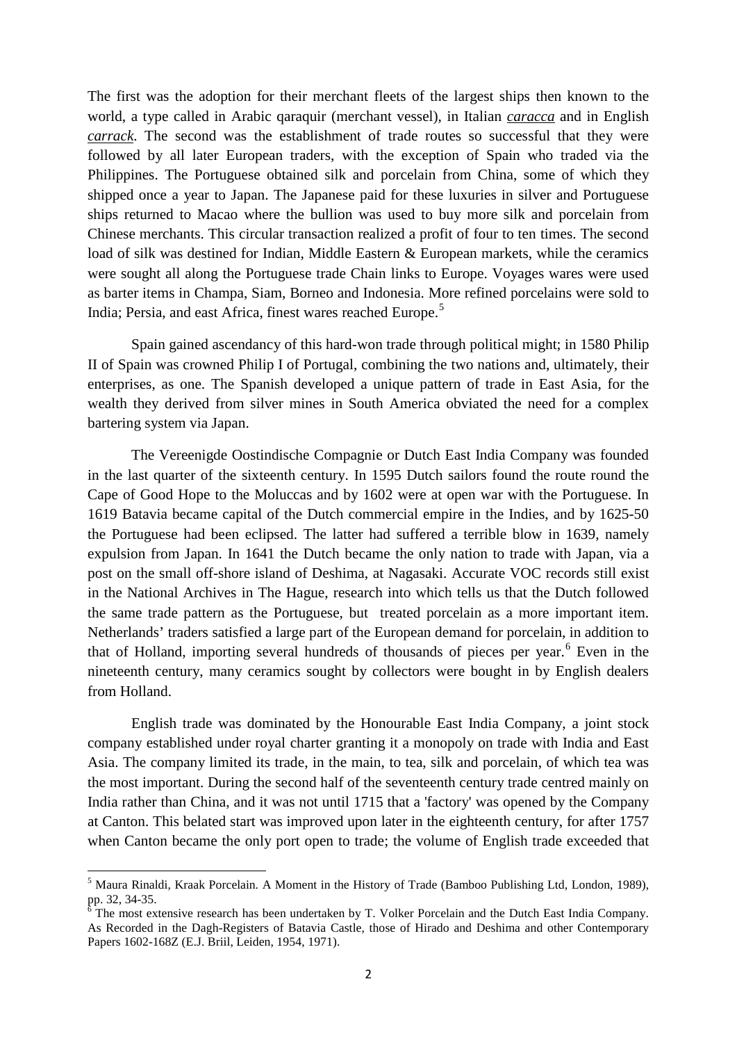The first was the adoption for their merchant fleets of the largest ships then known to the world, a type called in Arabic qaraquir (merchant vessel), in Italian ***caracca*** and in English ***carrack***. The second was the establishment of trade routes so successful that they were followed by all later European traders, with the exception of Spain who traded via the Philippines. The Portuguese obtained silk and porcelain from China, some of which they shipped once a year to Japan. The Japanese paid for these luxuries in silver and Portuguese ships returned to Macao where the bullion was used to buy more silk and porcelain from Chinese merchants. This circular transaction realized a profit of four to ten times. The second load of silk was destined for Indian, Middle Eastern & European markets, while the ceramics were sought all along the Portuguese trade Chain links to Europe. Voyages wares were used as barter items in Champa, Siam, Borneo and Indonesia. More refined porcelains were sold to India; Persia, and east Africa, finest wares reached Europe.[5]

Spain gained ascendancy of this hard-won trade through political might; in 1580 Philip II of Spain was crowned Philip I of Portugal, combining the two nations and, ultimately, their enterprises, as one. The Spanish developed a unique pattern of trade in East Asia, for the wealth they derived from silver mines in South America obviated the need for a complex bartering system via Japan.

The Vereenigde Oostindische Compagnie or Dutch East India Company was founded in the last quarter of the sixteenth century. In 1595 Dutch sailors found the route round the Cape of Good Hope to the Moluccas and by 1602 were at open war with the Portuguese. In 1619 Batavia became capital of the Dutch commercial empire in the Indies, and by 1625-50 the Portuguese had been eclipsed. The latter had suffered a terrible blow in 1639, namely expulsion from Japan. In 1641 the Dutch became the only nation to trade with Japan, via a post on the small off-shore island of Deshima, at Nagasaki. Accurate VOC records still exist in the National Archives in The Hague, research into which tells us that the Dutch followed the same trade pattern as the Portuguese, but treated porcelain as a more important item. Netherlands' traders satisfied a large part of the European demand for porcelain, in addition to that of Holland, importing several hundreds of thousands of pieces per year.[6] Even in the nineteenth century, many ceramics sought by collectors were bought in by English dealers from Holland.

English trade was dominated by the Honourable East India Company, a joint stock company established under royal charter granting it a monopoly on trade with India and East Asia. The company limited its trade, in the main, to tea, silk and porcelain, of which tea was the most important. During the second half of the seventeenth century trade centred mainly on India rather than China, and it was not until 1715 that a 'factory' was opened by the Company at Canton. This belated start was improved upon later in the eighteenth century, for after 1757 when Canton became the only port open to trade; the volume of English trade exceeded that

---

[5] Maura Rinaldi, Kraak Porcelain. A Moment in the History of Trade (Bamboo Publishing Ltd, London, 1989), pp. 32, 34-35.

[6] The most extensive research has been undertaken by T. Volker Porcelain and the Dutch East India Company. As Recorded in the Dagh-Registers of Batavia Castle, those of Hirado and Deshima and other Contemporary Papers 1602-168Z (E.J. Briil, Leiden, 1954, 1971).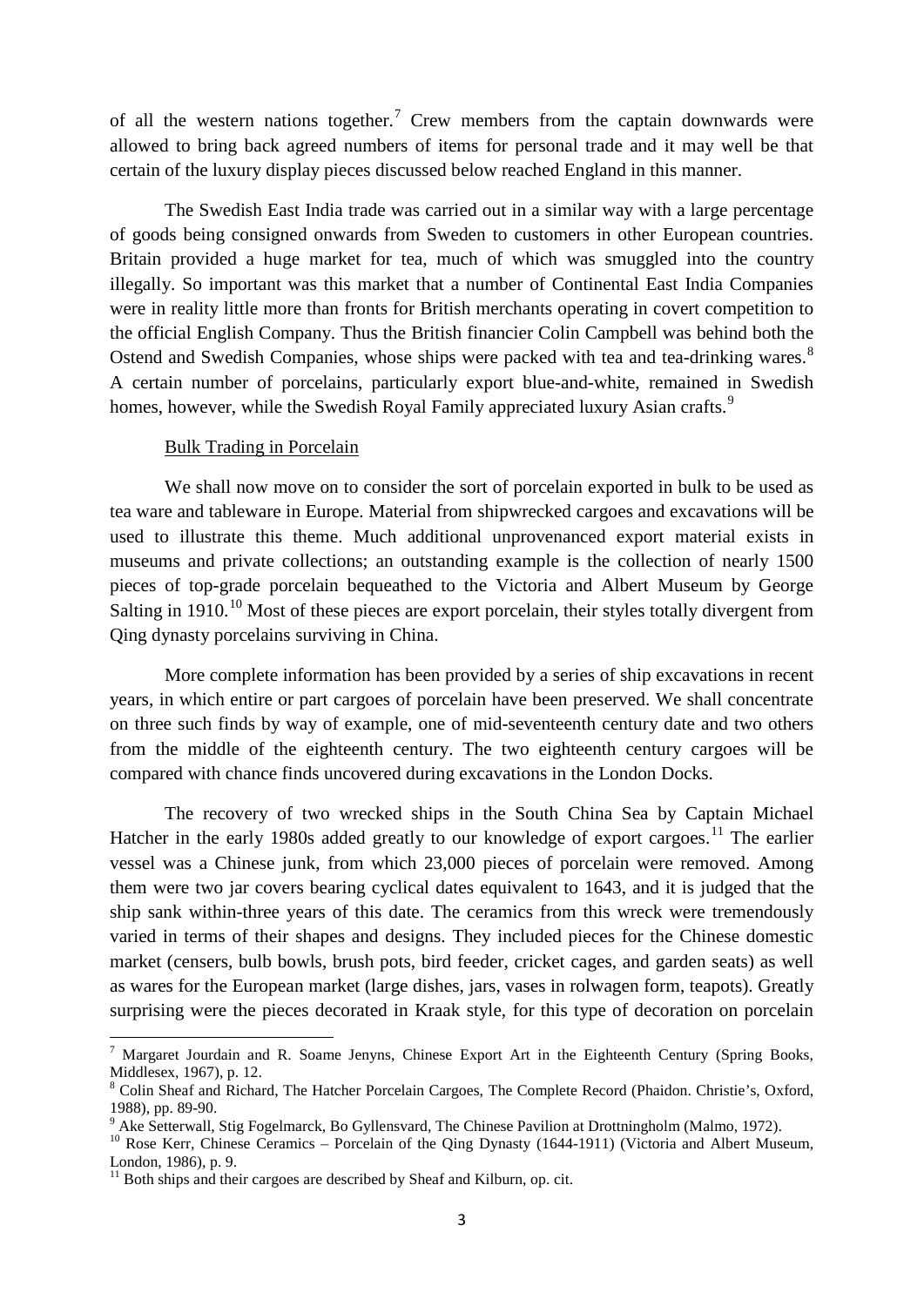of all the western nations together.[7] Crew members from the captain downwards were allowed to bring back agreed numbers of items for personal trade and it may well be that certain of the luxury display pieces discussed below reached England in this manner.

The Swedish East India trade was carried out in a similar way with a large percentage of goods being consigned onwards from Sweden to customers in other European countries. Britain provided a huge market for tea, much of which was smuggled into the country illegally. So important was this market that a number of Continental East India Companies were in reality little more than fronts for British merchants operating in covert competition to the official English Company. Thus the British financier Colin Campbell was behind both the Ostend and Swedish Companies, whose ships were packed with tea and tea-drinking wares.[8] A certain number of porcelains, particularly export blue-and-white, remained in Swedish homes, however, while the Swedish Royal Family appreciated luxury Asian crafts.[9]

<u>Bulk Trading in Porcelain</u>

We shall now move on to consider the sort of porcelain exported in bulk to be used as tea ware and tableware in Europe. Material from shipwrecked cargoes and excavations will be used to illustrate this theme. Much additional unprovenanced export material exists in museums and private collections; an outstanding example is the collection of nearly 1500 pieces of top-grade porcelain bequeathed to the Victoria and Albert Museum by George Salting in 1910.[10] Most of these pieces are export porcelain, their styles totally divergent from Qing dynasty porcelains surviving in China.

More complete information has been provided by a series of ship excavations in recent years, in which entire or part cargoes of porcelain have been preserved. We shall concentrate on three such finds by way of example, one of mid-seventeenth century date and two others from the middle of the eighteenth century. The two eighteenth century cargoes will be compared with chance finds uncovered during excavations in the London Docks.

The recovery of two wrecked ships in the South China Sea by Captain Michael Hatcher in the early 1980s added greatly to our knowledge of export cargoes.[11] The earlier vessel was a Chinese junk, from which 23,000 pieces of porcelain were removed. Among them were two jar covers bearing cyclical dates equivalent to 1643, and it is judged that the ship sank within-three years of this date. The ceramics from this wreck were tremendously varied in terms of their shapes and designs. They included pieces for the Chinese domestic market (censers, bulb bowls, brush pots, bird feeder, cricket cages, and garden seats) as well as wares for the European market (large dishes, jars, vases in rolwagen form, teapots). Greatly surprising were the pieces decorated in Kraak style, for this type of decoration on porcelain

---

[7] Margaret Jourdain and R. Soame Jenyns, Chinese Export Art in the Eighteenth Century (Spring Books, Middlesex, 1967), p. 12.

[8] Colin Sheaf and Richard, The Hatcher Porcelain Cargoes, The Complete Record (Phaidon. Christie's, Oxford, 1988), pp. 89-90.

[9] Ake Setterwall, Stig Fogelmarck, Bo Gyllensvard, The Chinese Pavilion at Drottningholm (Malmo, 1972).

[10] Rose Kerr, Chinese Ceramics – Porcelain of the Qing Dynasty (1644-1911) (Victoria and Albert Museum, London, 1986), p. 9.

[11] Both ships and their cargoes are described by Sheaf and Kilburn, op. cit.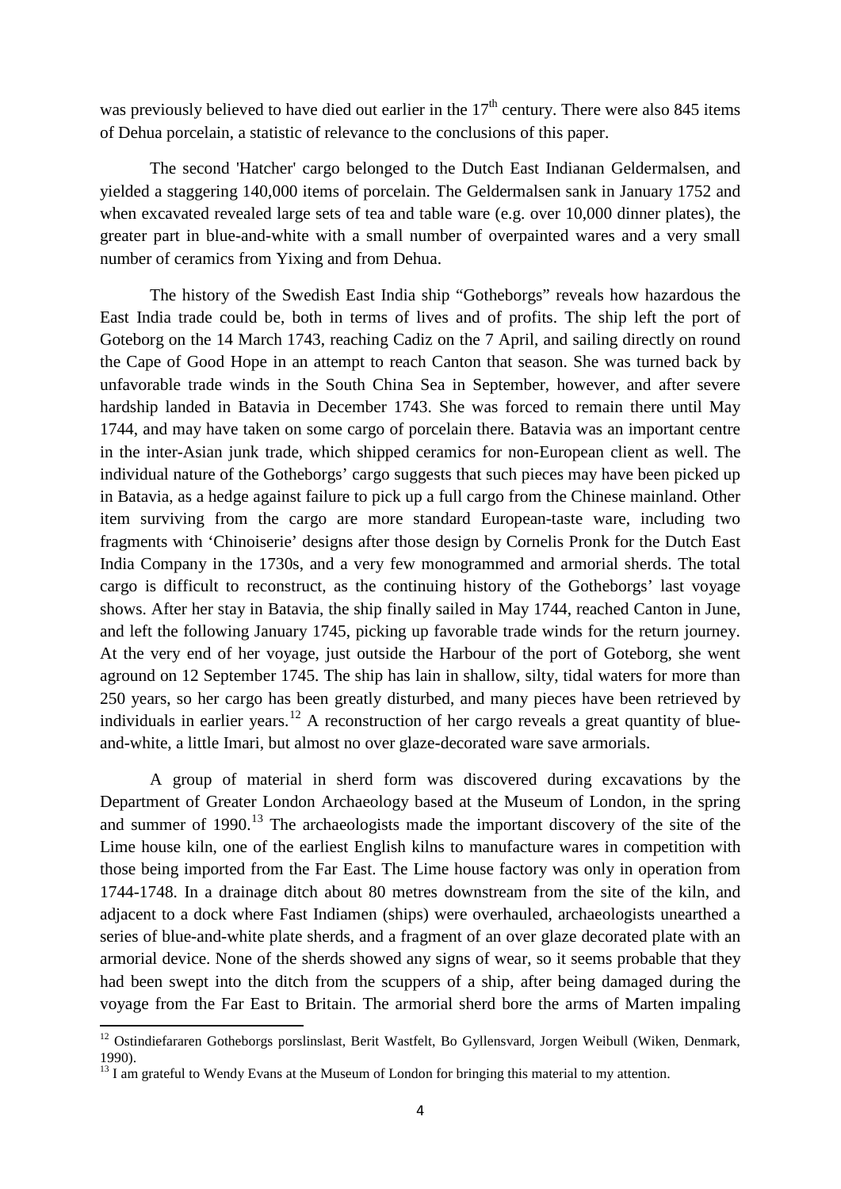was previously believed to have died out earlier in the 17th century. There were also 845 items of Dehua porcelain, a statistic of relevance to the conclusions of this paper.

The second 'Hatcher' cargo belonged to the Dutch East Indianan Geldermalsen, and yielded a staggering 140,000 items of porcelain. The Geldermalsen sank in January 1752 and when excavated revealed large sets of tea and table ware (e.g. over 10,000 dinner plates), the greater part in blue-and-white with a small number of overpainted wares and a very small number of ceramics from Yixing and from Dehua.

The history of the Swedish East India ship "Gotheborgs" reveals how hazardous the East India trade could be, both in terms of lives and of profits. The ship left the port of Goteborg on the 14 March 1743, reaching Cadiz on the 7 April, and sailing directly on round the Cape of Good Hope in an attempt to reach Canton that season. She was turned back by unfavorable trade winds in the South China Sea in September, however, and after severe hardship landed in Batavia in December 1743. She was forced to remain there until May 1744, and may have taken on some cargo of porcelain there. Batavia was an important centre in the inter-Asian junk trade, which shipped ceramics for non-European client as well. The individual nature of the Gotheborgs' cargo suggests that such pieces may have been picked up in Batavia, as a hedge against failure to pick up a full cargo from the Chinese mainland. Other item surviving from the cargo are more standard European-taste ware, including two fragments with 'Chinoiserie' designs after those design by Cornelis Pronk for the Dutch East India Company in the 1730s, and a very few monogrammed and armorial sherds. The total cargo is difficult to reconstruct, as the continuing history of the Gotheborgs' last voyage shows. After her stay in Batavia, the ship finally sailed in May 1744, reached Canton in June, and left the following January 1745, picking up favorable trade winds for the return journey. At the very end of her voyage, just outside the Harbour of the port of Goteborg, she went aground on 12 September 1745. The ship has lain in shallow, silty, tidal waters for more than 250 years, so her cargo has been greatly disturbed, and many pieces have been retrieved by individuals in earlier years.[12] A reconstruction of her cargo reveals a great quantity of blue-and-white, a little Imari, but almost no over glaze-decorated ware save armorials.

A group of material in sherd form was discovered during excavations by the Department of Greater London Archaeology based at the Museum of London, in the spring and summer of 1990.[13] The archaeologists made the important discovery of the site of the Lime house kiln, one of the earliest English kilns to manufacture wares in competition with those being imported from the Far East. The Lime house factory was only in operation from 1744-1748. In a drainage ditch about 80 metres downstream from the site of the kiln, and adjacent to a dock where Fast Indiamen (ships) were overhauled, archaeologists unearthed a series of blue-and-white plate sherds, and a fragment of an over glaze decorated plate with an armorial device. None of the sherds showed any signs of wear, so it seems probable that they had been swept into the ditch from the scuppers of a ship, after being damaged during the voyage from the Far East to Britain. The armorial sherd bore the arms of Marten impaling

---

[12] Ostindiefararen Gotheborgs porslinslast, Berit Wastfelt, Bo Gyllensvard, Jorgen Weibull (Wiken, Denmark, 1990).

[13] I am grateful to Wendy Evans at the Museum of London for bringing this material to my attention.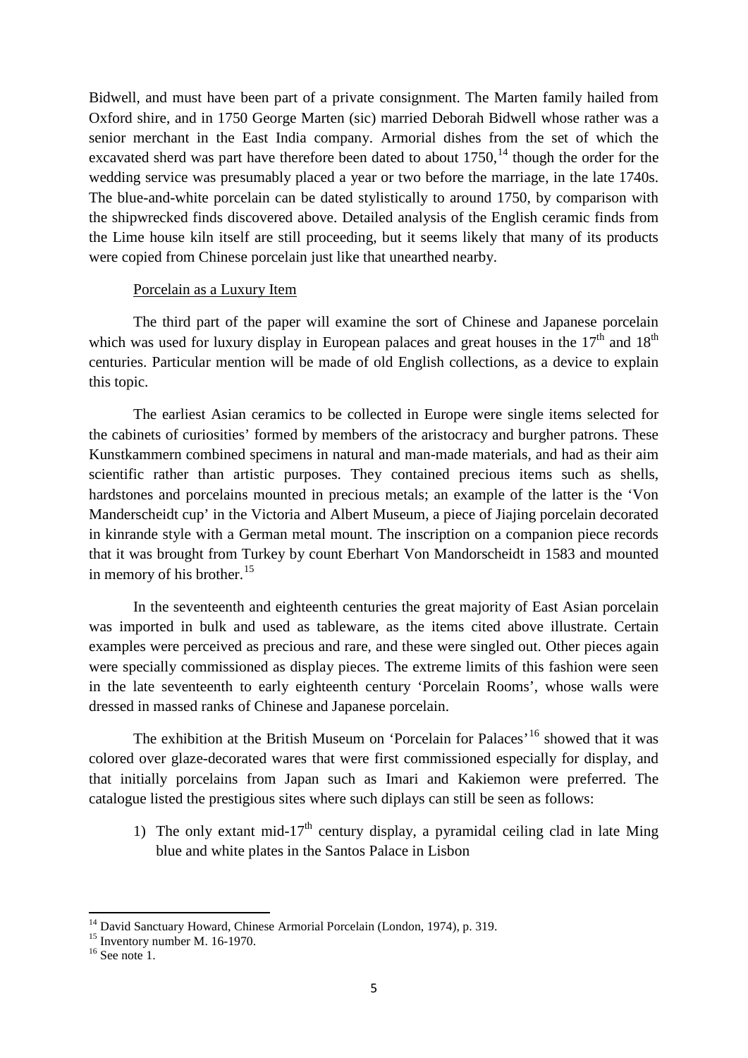Bidwell, and must have been part of a private consignment. The Marten family hailed from Oxford shire, and in 1750 George Marten (sic) married Deborah Bidwell whose rather was a senior merchant in the East India company. Armorial dishes from the set of which the excavated sherd was part have therefore been dated to about 1750,[14] though the order for the wedding service was presumably placed a year or two before the marriage, in the late 1740s. The blue-and-white porcelain can be dated stylistically to around 1750, by comparison with the shipwrecked finds discovered above. Detailed analysis of the English ceramic finds from the Lime house kiln itself are still proceeding, but it seems likely that many of its products were copied from Chinese porcelain just like that unearthed nearby.

<u>Porcelain as a Luxury Item</u>

The third part of the paper will examine the sort of Chinese and Japanese porcelain which was used for luxury display in European palaces and great houses in the $17^{th}$ and $18^{th}$ centuries. Particular mention will be made of old English collections, as a device to explain this topic.

The earliest Asian ceramics to be collected in Europe were single items selected for the cabinets of curiosities' formed by members of the aristocracy and burgher patrons. These Kunstkammern combined specimens in natural and man-made materials, and had as their aim scientific rather than artistic purposes. They contained precious items such as shells, hardstones and porcelains mounted in precious metals; an example of the latter is the 'Von Manderscheidt cup' in the Victoria and Albert Museum, a piece of Jiajing porcelain decorated in kinrande style with a German metal mount. The inscription on a companion piece records that it was brought from Turkey by count Eberhart Von Mandorscheidt in 1583 and mounted in memory of his brother.[15]

In the seventeenth and eighteenth centuries the great majority of East Asian porcelain was imported in bulk and used as tableware, as the items cited above illustrate. Certain examples were perceived as precious and rare, and these were singled out. Other pieces again were specially commissioned as display pieces. The extreme limits of this fashion were seen in the late seventeenth to early eighteenth century 'Porcelain Rooms', whose walls were dressed in massed ranks of Chinese and Japanese porcelain.

The exhibition at the British Museum on 'Porcelain for Palaces'[16] showed that it was colored over glaze-decorated wares that were first commissioned especially for display, and that initially porcelains from Japan such as Imari and Kakiemon were preferred. The catalogue listed the prestigious sites where such diplays can still be seen as follows:

1) The only extant mid-$17^{th}$ century display, a pyramidal ceiling clad in late Ming blue and white plates in the Santos Palace in Lisbon

---

[14] David Sanctuary Howard, Chinese Armorial Porcelain (London, 1974), p. 319.

[15] Inventory number M. 16-1970.

[16] See note 1.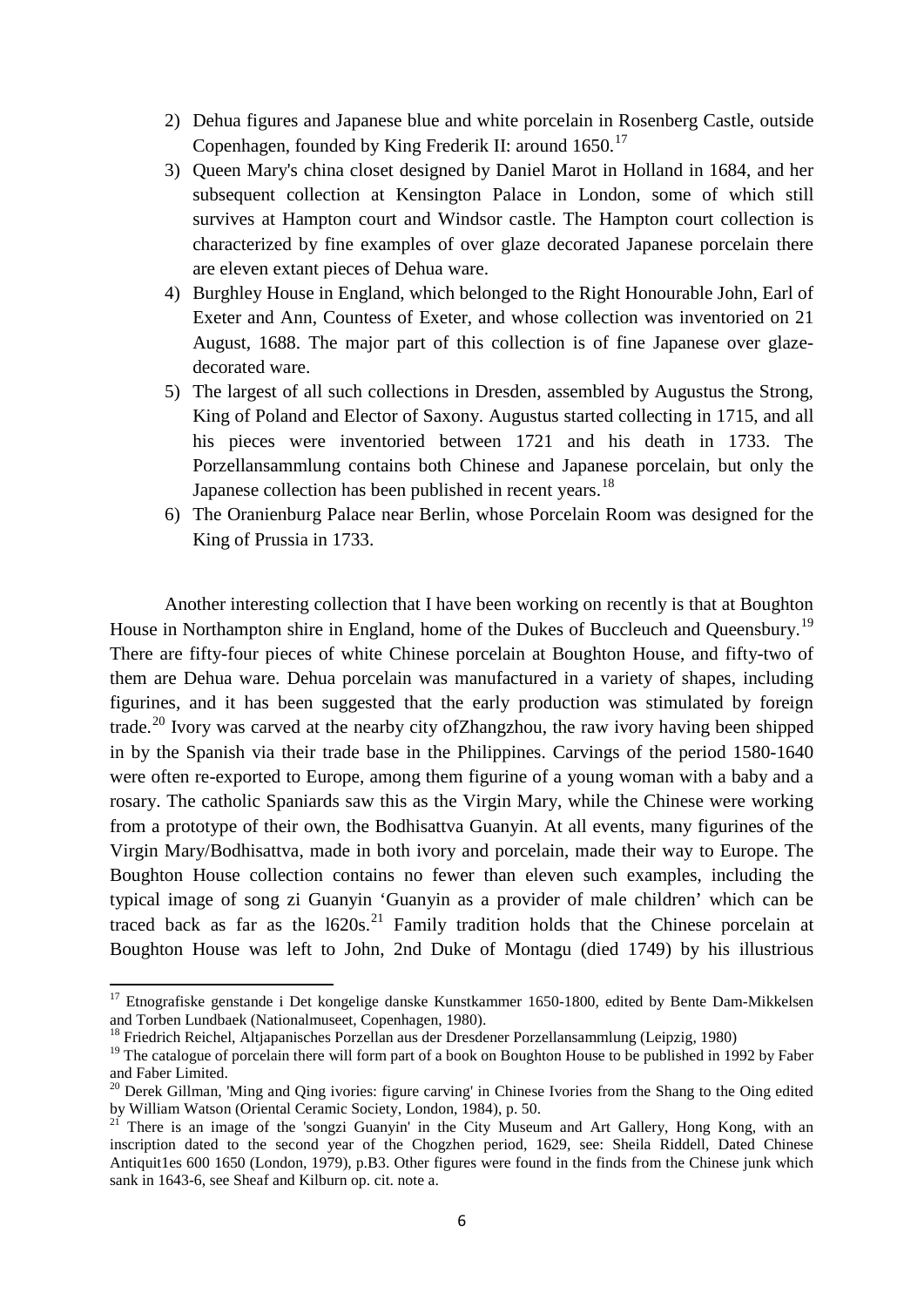2) Dehua figures and Japanese blue and white porcelain in Rosenberg Castle, outside Copenhagen, founded by King Frederik II: around 1650.[17]
3) Queen Mary's china closet designed by Daniel Marot in Holland in 1684, and her subsequent collection at Kensington Palace in London, some of which still survives at Hampton court and Windsor castle. The Hampton court collection is characterized by fine examples of over glaze decorated Japanese porcelain there are eleven extant pieces of Dehua ware.
4) Burghley House in England, which belonged to the Right Honourable John, Earl of Exeter and Ann, Countess of Exeter, and whose collection was inventoried on 21 August, 1688. The major part of this collection is of fine Japanese over glaze-decorated ware.
5) The largest of all such collections in Dresden, assembled by Augustus the Strong, King of Poland and Elector of Saxony. Augustus started collecting in 1715, and all his pieces were inventoried between 1721 and his death in 1733. The Porzellansammlung contains both Chinese and Japanese porcelain, but only the Japanese collection has been published in recent years.[18]
6) The Oranienburg Palace near Berlin, whose Porcelain Room was designed for the King of Prussia in 1733.

Another interesting collection that I have been working on recently is that at Boughton House in Northampton shire in England, home of the Dukes of Buccleuch and Queensbury.[19] There are fifty-four pieces of white Chinese porcelain at Boughton House, and fifty-two of them are Dehua ware. Dehua porcelain was manufactured in a variety of shapes, including figurines, and it has been suggested that the early production was stimulated by foreign trade.[20] Ivory was carved at the nearby city ofZhangzhou, the raw ivory having been shipped in by the Spanish via their trade base in the Philippines. Carvings of the period 1580-1640 were often re-exported to Europe, among them figurine of a young woman with a baby and a rosary. The catholic Spaniards saw this as the Virgin Mary, while the Chinese were working from a prototype of their own, the Bodhisattva Guanyin. At all events, many figurines of the Virgin Mary/Bodhisattva, made in both ivory and porcelain, made their way to Europe. The Boughton House collection contains no fewer than eleven such examples, including the typical image of song zi Guanyin 'Guanyin as a provider of male children' which can be traced back as far as the l620s.[21] Family tradition holds that the Chinese porcelain at Boughton House was left to John, 2nd Duke of Montagu (died 1749) by his illustrious

[17] Etnografiske genstande i Det kongelige danske Kunstkammer 1650-1800, edited by Bente Dam-Mikkelsen and Torben Lundbaek (Nationalmuseet, Copenhagen, 1980).

[18] Friedrich Reichel, Altjapanisches Porzellan aus der Dresdener Porzellansammlung (Leipzig, 1980)

[19] The catalogue of porcelain there will form part of a book on Boughton House to be published in 1992 by Faber and Faber Limited.

[20] Derek Gillman, 'Ming and Qing ivories: figure carving' in Chinese Ivories from the Shang to the Oing edited by William Watson (Oriental Ceramic Society, London, 1984), p. 50.

[21] There is an image of the 'songzi Guanyin' in the City Museum and Art Gallery, Hong Kong, with an inscription dated to the second year of the Chogzhen period, 1629, see: Sheila Riddell, Dated Chinese Antiquit1es 600 1650 (London, 1979), p.B3. Other figures were found in the finds from the Chinese junk which sank in 1643-6, see Sheaf and Kilburn op. cit. note a.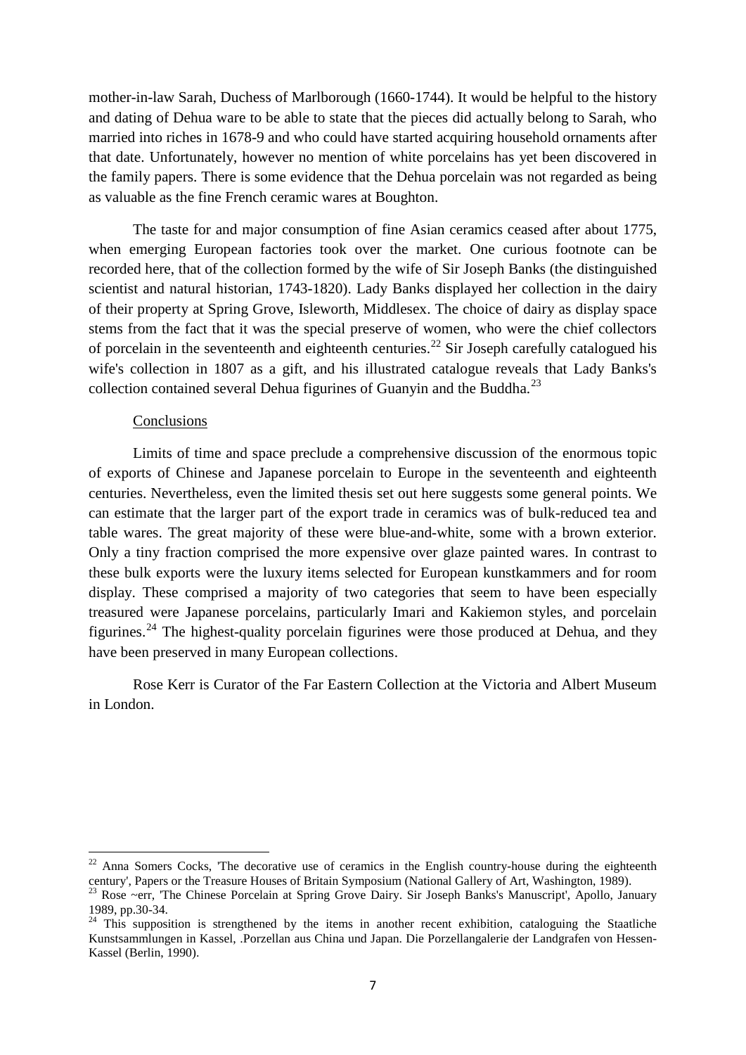mother-in-law Sarah, Duchess of Marlborough (1660-1744). It would be helpful to the history and dating of Dehua ware to be able to state that the pieces did actually belong to Sarah, who married into riches in 1678-9 and who could have started acquiring household ornaments after that date. Unfortunately, however no mention of white porcelains has yet been discovered in the family papers. There is some evidence that the Dehua porcelain was not regarded as being as valuable as the fine French ceramic wares at Boughton.

The taste for and major consumption of fine Asian ceramics ceased after about 1775, when emerging European factories took over the market. One curious footnote can be recorded here, that of the collection formed by the wife of Sir Joseph Banks (the distinguished scientist and natural historian, 1743-1820). Lady Banks displayed her collection in the dairy of their property at Spring Grove, Isleworth, Middlesex. The choice of dairy as display space stems from the fact that it was the special preserve of women, who were the chief collectors of porcelain in the seventeenth and eighteenth centuries.[22] Sir Joseph carefully catalogued his wife's collection in 1807 as a gift, and his illustrated catalogue reveals that Lady Banks's collection contained several Dehua figurines of Guanyin and the Buddha.[23]

<u>Conclusions</u>

Limits of time and space preclude a comprehensive discussion of the enormous topic of exports of Chinese and Japanese porcelain to Europe in the seventeenth and eighteenth centuries. Nevertheless, even the limited thesis set out here suggests some general points. We can estimate that the larger part of the export trade in ceramics was of bulk-reduced tea and table wares. The great majority of these were blue-and-white, some with a brown exterior. Only a tiny fraction comprised the more expensive over glaze painted wares. In contrast to these bulk exports were the luxury items selected for European kunstkammers and for room display. These comprised a majority of two categories that seem to have been especially treasured were Japanese porcelains, particularly Imari and Kakiemon styles, and porcelain figurines.[24] The highest-quality porcelain figurines were those produced at Dehua, and they have been preserved in many European collections.

Rose Kerr is Curator of the Far Eastern Collection at the Victoria and Albert Museum in London.

---

[22] Anna Somers Cocks, 'The decorative use of ceramics in the English country-house during the eighteenth century', Papers or the Treasure Houses of Britain Symposium (National Gallery of Art, Washington, 1989).

[23] Rose ~err, 'The Chinese Porcelain at Spring Grove Dairy. Sir Joseph Banks's Manuscript', Apollo, January 1989, pp.30-34.

[24] This supposition is strengthened by the items in another recent exhibition, cataloguing the Staatliche Kunstsammlungen in Kassel, .Porzellan aus China und Japan. Die Porzellangalerie der Landgrafen von Hessen-Kassel (Berlin, 1990).